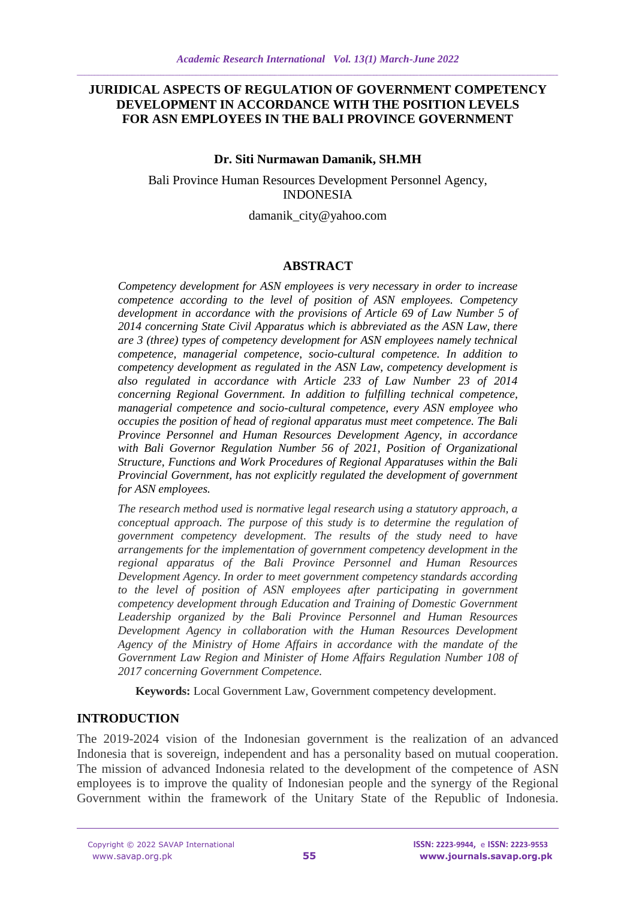# JURIDICAL ASPECTS OF REGULATION OF GOVERNMENT COMPETENCY DEVELOPMENT IN ACCORDANCE WITH THE POSITION LEVELS FOR ASN EMPLOYEES IN THE BALI PROVINCE GOVERNMENT

**Dr. Siti Nurmawan Damanik, SH.MH**

Bali Province Human Resources Development Personnel Agency, INDONESIA

damanik_city@yahoo.com

## ABSTRACT

*Competency development for ASN employees is very necessary in order to increase competence according to the level of position of ASN employees. Competency development in accordance with the provisions of Article 69 of Law Number 5 of 2014 concerning State Civil Apparatus which is abbreviated as the ASN Law, there are 3 (three) types of competency development for ASN employees namely technical competence, managerial competence, socio-cultural competence. In addition to competency development as regulated in the ASN Law, competency development is also regulated in accordance with Article 233 of Law Number 23 of 2014 concerning Regional Government. In addition to fulfilling technical competence, managerial competence and socio-cultural competence, every ASN employee who occupies the position of head of regional apparatus must meet competence. The Bali Province Personnel and Human Resources Development Agency, in accordance with Bali Governor Regulation Number 56 of 2021, Position of Organizational Structure, Functions and Work Procedures of Regional Apparatuses within the Bali Provincial Government, has not explicitly regulated the development of government for ASN employees.*

*The research method used is normative legal research using a statutory approach, a conceptual approach. The purpose of this study is to determine the regulation of government competency development. The results of the study need to have arrangements for the implementation of government competency development in the regional apparatus of the Bali Province Personnel and Human Resources Development Agency. In order to meet government competency standards according to the level of position of ASN employees after participating in government competency development through Education and Training of Domestic Government Leadership organized by the Bali Province Personnel and Human Resources Development Agency in collaboration with the Human Resources Development Agency of the Ministry of Home Affairs in accordance with the mandate of the Government Law Region and Minister of Home Affairs Regulation Number 108 of 2017 concerning Government Competence.*

**Keywords:** Local Government Law, Government competency development.

## INTRODUCTION

The 2019-2024 vision of the Indonesian government is the realization of an advanced Indonesia that is sovereign, independent and has a personality based on mutual cooperation. The mission of advanced Indonesia related to the development of the competence of ASN employees is to improve the quality of Indonesian people and the synergy of the Regional Government within the framework of the Unitary State of the Republic of Indonesia.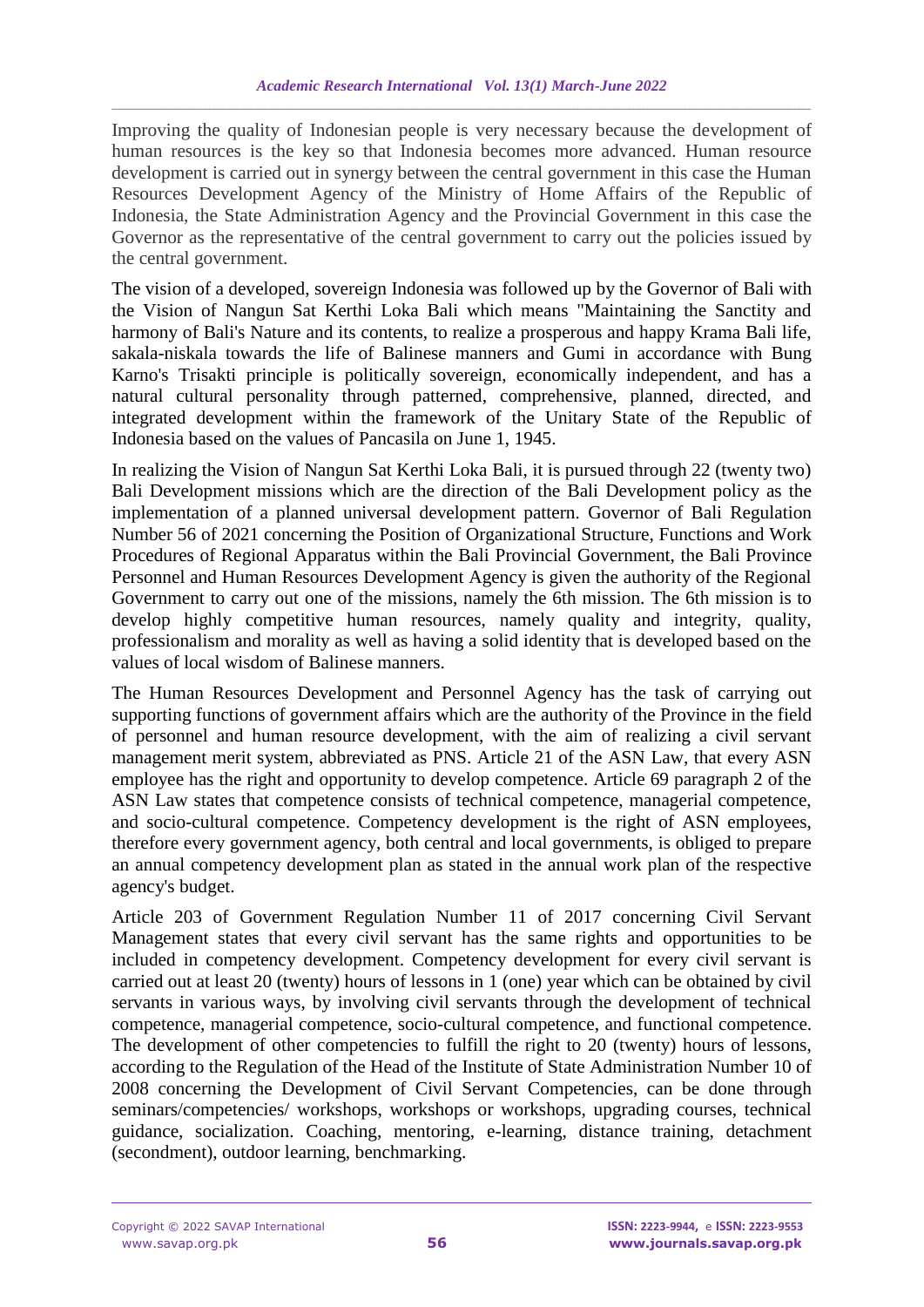Improving the quality of Indonesian people is very necessary because the development of human resources is the key so that Indonesia becomes more advanced. Human resource development is carried out in synergy between the central government in this case the Human Resources Development Agency of the Ministry of Home Affairs of the Republic of Indonesia, the State Administration Agency and the Provincial Government in this case the Governor as the representative of the central government to carry out the policies issued by the central government.

The vision of a developed, sovereign Indonesia was followed up by the Governor of Bali with the Vision of Nangun Sat Kerthi Loka Bali which means "Maintaining the Sanctity and harmony of Bali's Nature and its contents, to realize a prosperous and happy Krama Bali life, sakala-niskala towards the life of Balinese manners and Gumi in accordance with Bung Karno's Trisakti principle is politically sovereign, economically independent, and has a natural cultural personality through patterned, comprehensive, planned, directed, and integrated development within the framework of the Unitary State of the Republic of Indonesia based on the values of Pancasila on June 1, 1945.

In realizing the Vision of Nangun Sat Kerthi Loka Bali, it is pursued through 22 (twenty two) Bali Development missions which are the direction of the Bali Development policy as the implementation of a planned universal development pattern. Governor of Bali Regulation Number 56 of 2021 concerning the Position of Organizational Structure, Functions and Work Procedures of Regional Apparatus within the Bali Provincial Government, the Bali Province Personnel and Human Resources Development Agency is given the authority of the Regional Government to carry out one of the missions, namely the 6th mission. The 6th mission is to develop highly competitive human resources, namely quality and integrity, quality, professionalism and morality as well as having a solid identity that is developed based on the values of local wisdom of Balinese manners.

The Human Resources Development and Personnel Agency has the task of carrying out supporting functions of government affairs which are the authority of the Province in the field of personnel and human resource development, with the aim of realizing a civil servant management merit system, abbreviated as PNS. Article 21 of the ASN Law, that every ASN employee has the right and opportunity to develop competence. Article 69 paragraph 2 of the ASN Law states that competence consists of technical competence, managerial competence, and socio-cultural competence. Competency development is the right of ASN employees, therefore every government agency, both central and local governments, is obliged to prepare an annual competency development plan as stated in the annual work plan of the respective agency's budget.

Article 203 of Government Regulation Number 11 of 2017 concerning Civil Servant Management states that every civil servant has the same rights and opportunities to be included in competency development. Competency development for every civil servant is carried out at least 20 (twenty) hours of lessons in 1 (one) year which can be obtained by civil servants in various ways, by involving civil servants through the development of technical competence, managerial competence, socio-cultural competence, and functional competence. The development of other competencies to fulfill the right to 20 (twenty) hours of lessons, according to the Regulation of the Head of the Institute of State Administration Number 10 of 2008 concerning the Development of Civil Servant Competencies, can be done through seminars/competencies/ workshops, workshops or workshops, upgrading courses, technical guidance, socialization. Coaching, mentoring, e-learning, distance training, detachment (secondment), outdoor learning, benchmarking.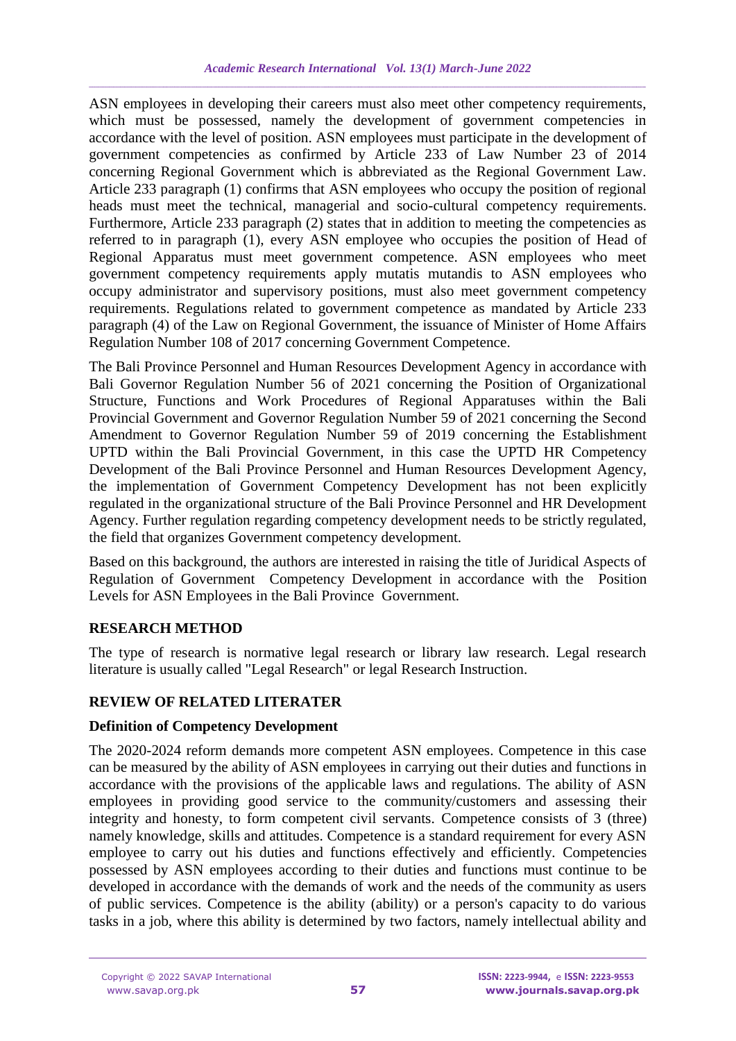ASN employees in developing their careers must also meet other competency requirements, which must be possessed, namely the development of government competencies in accordance with the level of position. ASN employees must participate in the development of government competencies as confirmed by Article 233 of Law Number 23 of 2014 concerning Regional Government which is abbreviated as the Regional Government Law. Article 233 paragraph (1) confirms that ASN employees who occupy the position of regional heads must meet the technical, managerial and socio-cultural competency requirements. Furthermore, Article 233 paragraph (2) states that in addition to meeting the competencies as referred to in paragraph (1), every ASN employee who occupies the position of Head of Regional Apparatus must meet government competence. ASN employees who meet government competency requirements apply mutatis mutandis to ASN employees who occupy administrator and supervisory positions, must also meet government competency requirements. Regulations related to government competence as mandated by Article 233 paragraph (4) of the Law on Regional Government, the issuance of Minister of Home Affairs Regulation Number 108 of 2017 concerning Government Competence.

The Bali Province Personnel and Human Resources Development Agency in accordance with Bali Governor Regulation Number 56 of 2021 concerning the Position of Organizational Structure, Functions and Work Procedures of Regional Apparatuses within the Bali Provincial Government and Governor Regulation Number 59 of 2021 concerning the Second Amendment to Governor Regulation Number 59 of 2019 concerning the Establishment UPTD within the Bali Provincial Government, in this case the UPTD HR Competency Development of the Bali Province Personnel and Human Resources Development Agency, the implementation of Government Competency Development has not been explicitly regulated in the organizational structure of the Bali Province Personnel and HR Development Agency. Further regulation regarding competency development needs to be strictly regulated, the field that organizes Government competency development.

Based on this background, the authors are interested in raising the title of Juridical Aspects of Regulation of Government Competency Development in accordance with the Position Levels for ASN Employees in the Bali Province Government.

## RESEARCH METHOD

The type of research is normative legal research or library law research. Legal research literature is usually called "Legal Research" or legal Research Instruction.

## REVIEW OF RELATED LITERATER

### Definition of Competency Development

The 2020-2024 reform demands more competent ASN employees. Competence in this case can be measured by the ability of ASN employees in carrying out their duties and functions in accordance with the provisions of the applicable laws and regulations. The ability of ASN employees in providing good service to the community/customers and assessing their integrity and honesty, to form competent civil servants. Competence consists of 3 (three) namely knowledge, skills and attitudes. Competence is a standard requirement for every ASN employee to carry out his duties and functions effectively and efficiently. Competencies possessed by ASN employees according to their duties and functions must continue to be developed in accordance with the demands of work and the needs of the community as users of public services. Competence is the ability (ability) or a person's capacity to do various tasks in a job, where this ability is determined by two factors, namely intellectual ability and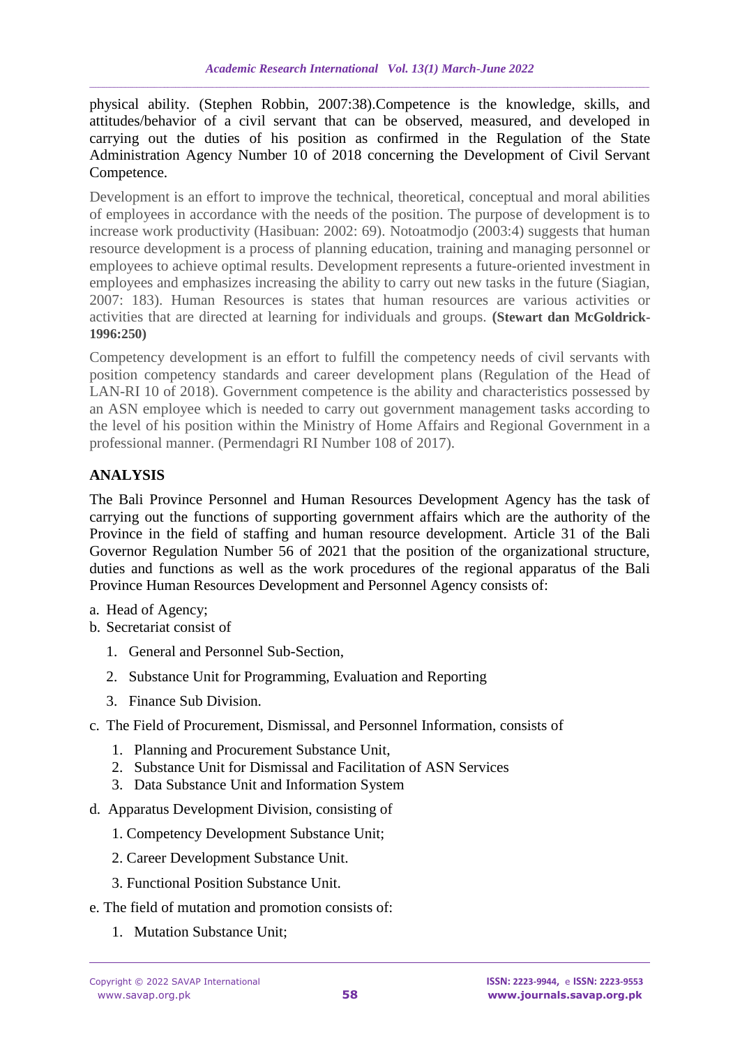physical ability. (Stephen Robbin, 2007:38).Competence is the knowledge, skills, and attitudes/behavior of a civil servant that can be observed, measured, and developed in carrying out the duties of his position as confirmed in the Regulation of the State Administration Agency Number 10 of 2018 concerning the Development of Civil Servant Competence.

Development is an effort to improve the technical, theoretical, conceptual and moral abilities of employees in accordance with the needs of the position. The purpose of development is to increase work productivity (Hasibuan: 2002: 69). Notoatmodjo (2003:4) suggests that human resource development is a process of planning education, training and managing personnel or employees to achieve optimal results. Development represents a future-oriented investment in employees and emphasizes increasing the ability to carry out new tasks in the future (Siagian, 2007: 183). Human Resources is states that human resources are various activities or activities that are directed at learning for individuals and groups. **(Stewart dan McGoldrick-1996:250)**

Competency development is an effort to fulfill the competency needs of civil servants with position competency standards and career development plans (Regulation of the Head of LAN-RI 10 of 2018). Government competence is the ability and characteristics possessed by an ASN employee which is needed to carry out government management tasks according to the level of his position within the Ministry of Home Affairs and Regional Government in a professional manner. (Permendagri RI Number 108 of 2017).

## ANALYSIS

The Bali Province Personnel and Human Resources Development Agency has the task of carrying out the functions of supporting government affairs which are the authority of the Province in the field of staffing and human resource development. Article 31 of the Bali Governor Regulation Number 56 of 2021 that the position of the organizational structure, duties and functions as well as the work procedures of the regional apparatus of the Bali Province Human Resources Development and Personnel Agency consists of:

a. Head of Agency;
b. Secretariat consist of
   1. General and Personnel Sub-Section,
   2. Substance Unit for Programming, Evaluation and Reporting
   3. Finance Sub Division.
c. The Field of Procurement, Dismissal, and Personnel Information, consists of
   1. Planning and Procurement Substance Unit,
   2. Substance Unit for Dismissal and Facilitation of ASN Services
   3. Data Substance Unit and Information System
d. Apparatus Development Division, consisting of
   1. Competency Development Substance Unit;
   2. Career Development Substance Unit.
   3. Functional Position Substance Unit.
e. The field of mutation and promotion consists of:
   1. Mutation Substance Unit;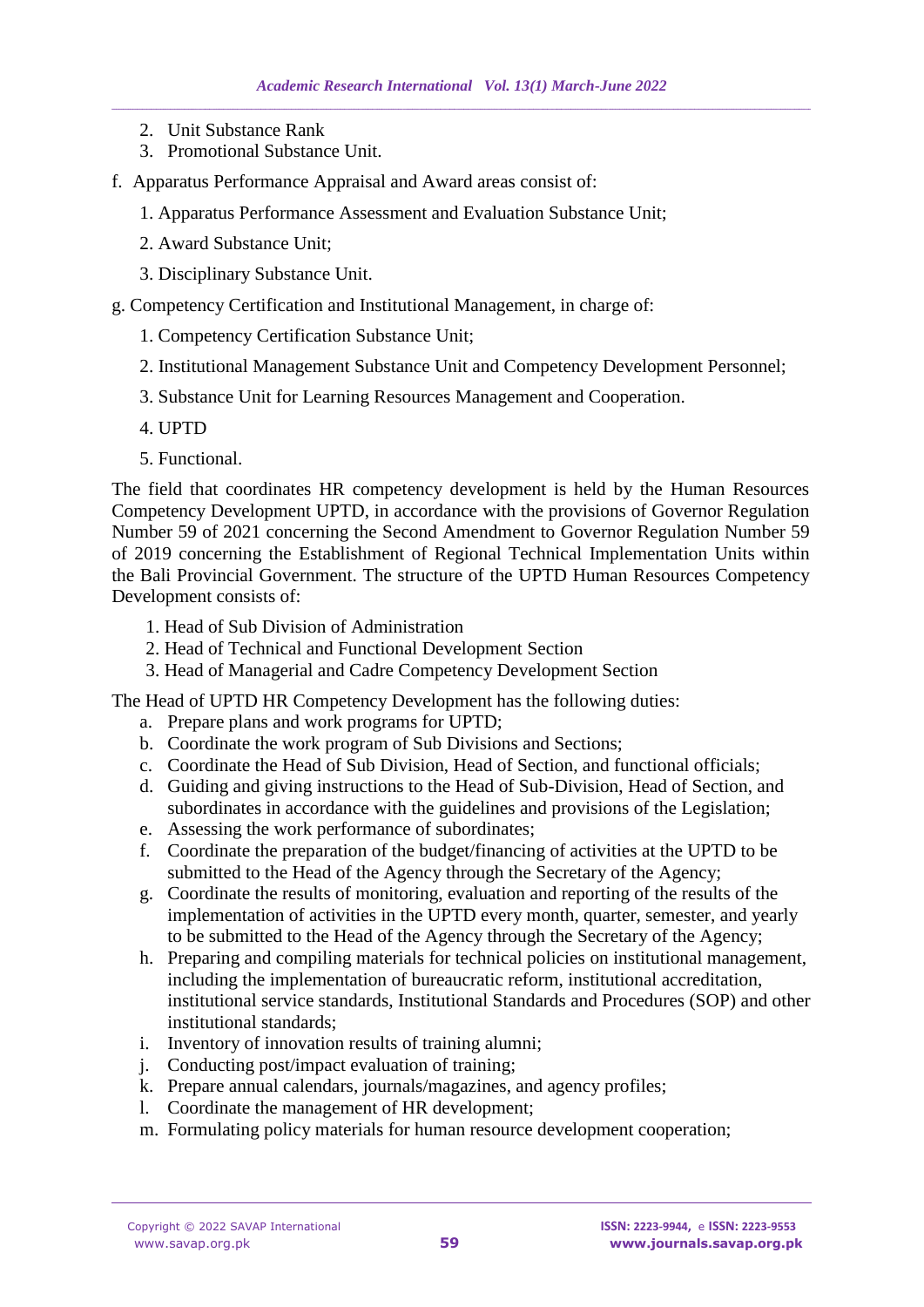2. Unit Substance Rank
3. Promotional Substance Unit.

f. Apparatus Performance Appraisal and Award areas consist of:

1. Apparatus Performance Assessment and Evaluation Substance Unit;
2. Award Substance Unit;
3. Disciplinary Substance Unit.

g. Competency Certification and Institutional Management, in charge of:

1. Competency Certification Substance Unit;
2. Institutional Management Substance Unit and Competency Development Personnel;
3. Substance Unit for Learning Resources Management and Cooperation.
4. UPTD
5. Functional.

The field that coordinates HR competency development is held by the Human Resources Competency Development UPTD, in accordance with the provisions of Governor Regulation Number 59 of 2021 concerning the Second Amendment to Governor Regulation Number 59 of 2019 concerning the Establishment of Regional Technical Implementation Units within the Bali Provincial Government. The structure of the UPTD Human Resources Competency Development consists of:

1. Head of Sub Division of Administration
2. Head of Technical and Functional Development Section
3. Head of Managerial and Cadre Competency Development Section

The Head of UPTD HR Competency Development has the following duties:

a. Prepare plans and work programs for UPTD;
b. Coordinate the work program of Sub Divisions and Sections;
c. Coordinate the Head of Sub Division, Head of Section, and functional officials;
d. Guiding and giving instructions to the Head of Sub-Division, Head of Section, and subordinates in accordance with the guidelines and provisions of the Legislation;
e. Assessing the work performance of subordinates;
f. Coordinate the preparation of the budget/financing of activities at the UPTD to be submitted to the Head of the Agency through the Secretary of the Agency;
g. Coordinate the results of monitoring, evaluation and reporting of the results of the implementation of activities in the UPTD every month, quarter, semester, and yearly to be submitted to the Head of the Agency through the Secretary of the Agency;
h. Preparing and compiling materials for technical policies on institutional management, including the implementation of bureaucratic reform, institutional accreditation, institutional service standards, Institutional Standards and Procedures (SOP) and other institutional standards;
i. Inventory of innovation results of training alumni;
j. Conducting post/impact evaluation of training;
k. Prepare annual calendars, journals/magazines, and agency profiles;
l. Coordinate the management of HR development;
m. Formulating policy materials for human resource development cooperation;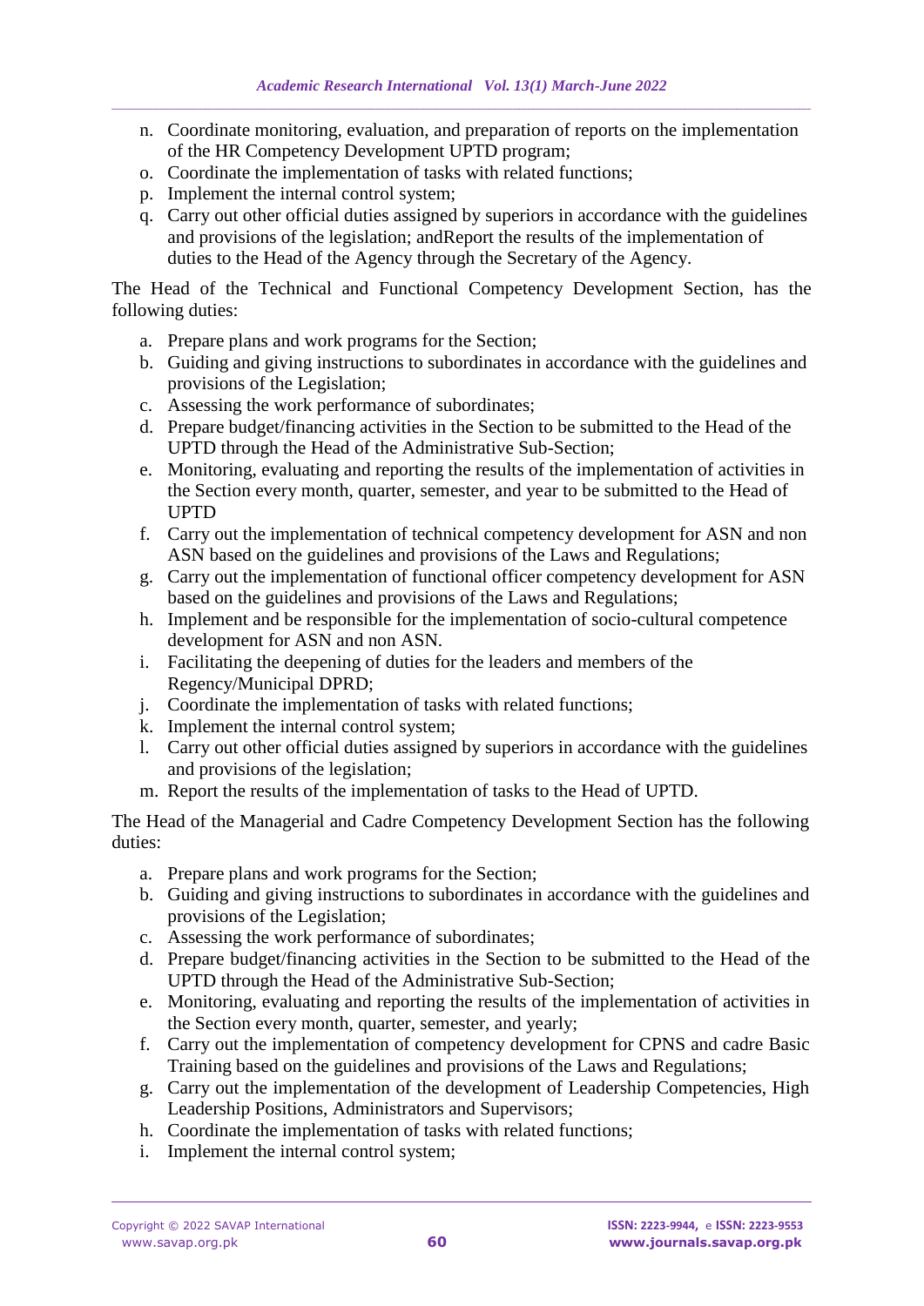n. Coordinate monitoring, evaluation, and preparation of reports on the implementation of the HR Competency Development UPTD program;
o. Coordinate the implementation of tasks with related functions;
p. Implement the internal control system;
q. Carry out other official duties assigned by superiors in accordance with the guidelines and provisions of the legislation; andReport the results of the implementation of duties to the Head of the Agency through the Secretary of the Agency.

The Head of the Technical and Functional Competency Development Section, has the following duties:

a. Prepare plans and work programs for the Section;
b. Guiding and giving instructions to subordinates in accordance with the guidelines and provisions of the Legislation;
c. Assessing the work performance of subordinates;
d. Prepare budget/financing activities in the Section to be submitted to the Head of the UPTD through the Head of the Administrative Sub-Section;
e. Monitoring, evaluating and reporting the results of the implementation of activities in the Section every month, quarter, semester, and year to be submitted to the Head of UPTD
f. Carry out the implementation of technical competency development for ASN and non ASN based on the guidelines and provisions of the Laws and Regulations;
g. Carry out the implementation of functional officer competency development for ASN based on the guidelines and provisions of the Laws and Regulations;
h. Implement and be responsible for the implementation of socio-cultural competence development for ASN and non ASN.
i. Facilitating the deepening of duties for the leaders and members of the Regency/Municipal DPRD;
j. Coordinate the implementation of tasks with related functions;
k. Implement the internal control system;
l. Carry out other official duties assigned by superiors in accordance with the guidelines and provisions of the legislation;
m. Report the results of the implementation of tasks to the Head of UPTD.

The Head of the Managerial and Cadre Competency Development Section has the following duties:

a. Prepare plans and work programs for the Section;
b. Guiding and giving instructions to subordinates in accordance with the guidelines and provisions of the Legislation;
c. Assessing the work performance of subordinates;
d. Prepare budget/financing activities in the Section to be submitted to the Head of the UPTD through the Head of the Administrative Sub-Section;
e. Monitoring, evaluating and reporting the results of the implementation of activities in the Section every month, quarter, semester, and yearly;
f. Carry out the implementation of competency development for CPNS and cadre Basic Training based on the guidelines and provisions of the Laws and Regulations;
g. Carry out the implementation of the development of Leadership Competencies, High Leadership Positions, Administrators and Supervisors;
h. Coordinate the implementation of tasks with related functions;
i. Implement the internal control system;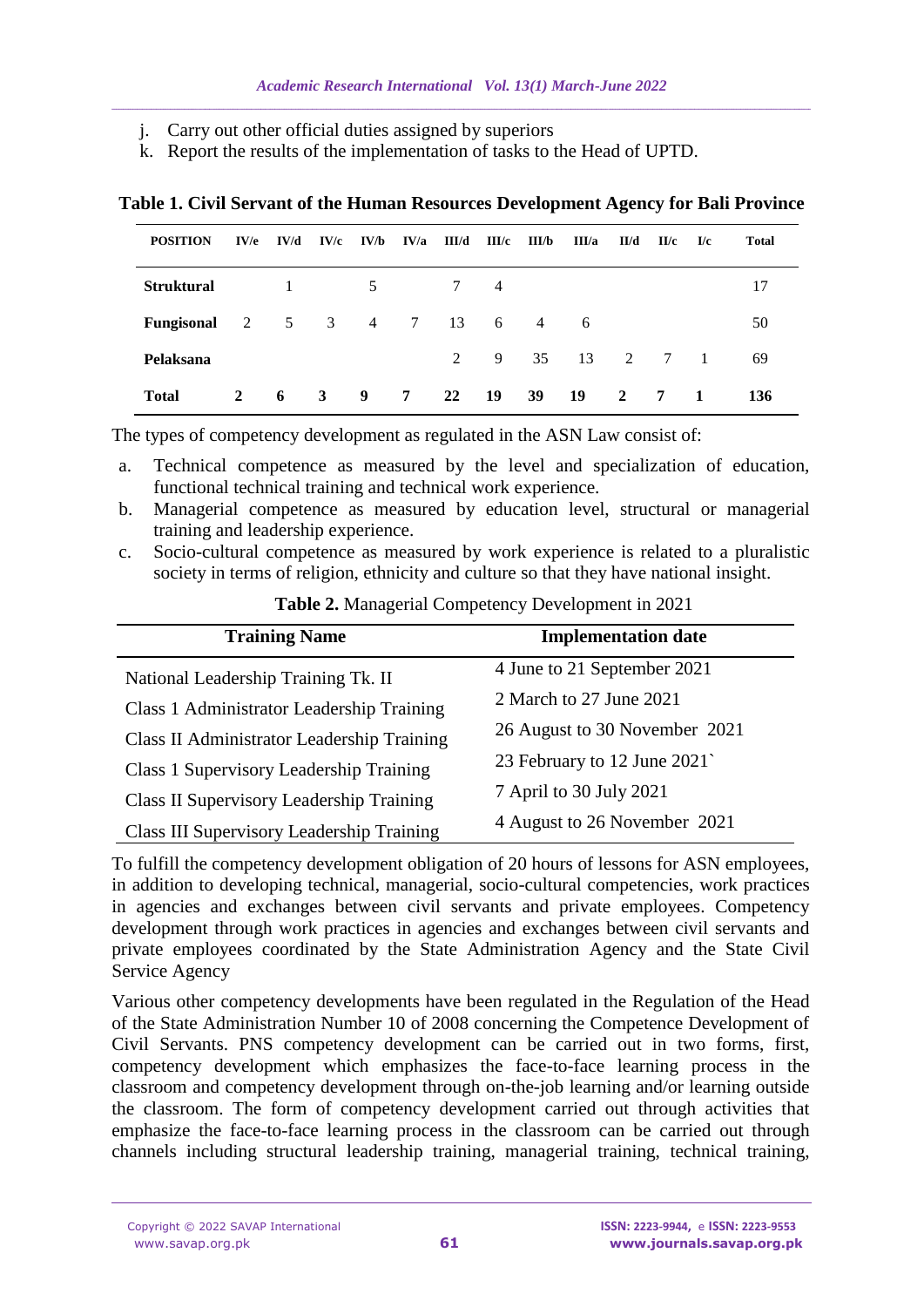j. Carry out other official duties assigned by superiors
k. Report the results of the implementation of tasks to the Head of UPTD.

**Table 1. Civil Servant of the Human Resources Development Agency for Bali Province**

| POSITION | IV/e | IV/d | IV/c | IV/b | IV/a | III/d | III/c | III/b | III/a | II/d | II/c | I/c | Total |
|---|---|---|---|---|---|---|---|---|---|---|---|---|---|
| **Struktural** | | 1 | | 5 | | 7 | 4 | | | | | | 17 |
| **Fungisonal** | 2 | 5 | 3 | 4 | 7 | 13 | 6 | 4 | 6 | | | | 50 |
| **Pelaksana** | | | | | | 2 | 9 | 35 | 13 | 2 | 7 | 1 | 69 |
| **Total** | **2** | **6** | **3** | **9** | **7** | **22** | **19** | **39** | **19** | **2** | **7** | **1** | **136** |

The types of competency development as regulated in the ASN Law consist of:

a. Technical competence as measured by the level and specialization of education, functional technical training and technical work experience.
b. Managerial competence as measured by education level, structural or managerial training and leadership experience.
c. Socio-cultural competence as measured by work experience is related to a pluralistic society in terms of religion, ethnicity and culture so that they have national insight.

**Table 2.** Managerial Competency Development in 2021

| Training Name | Implementation date |
|---|---|
| National Leadership Training Tk. II | 4 June to 21 September 2021 |
| Class 1 Administrator Leadership Training | 2 March to 27 June 2021 |
| Class II Administrator Leadership Training | 26 August to 30 November 2021 |
| Class 1 Supervisory Leadership Training | 23 February to 12 June 2021` |
| Class II Supervisory Leadership Training | 7 April to 30 July 2021 |
| Class III Supervisory Leadership Training | 4 August to 26 November 2021 |

To fulfill the competency development obligation of 20 hours of lessons for ASN employees, in addition to developing technical, managerial, socio-cultural competencies, work practices in agencies and exchanges between civil servants and private employees. Competency development through work practices in agencies and exchanges between civil servants and private employees coordinated by the State Administration Agency and the State Civil Service Agency

Various other competency developments have been regulated in the Regulation of the Head of the State Administration Number 10 of 2008 concerning the Competence Development of Civil Servants. PNS competency development can be carried out in two forms, first, competency development which emphasizes the face-to-face learning process in the classroom and competency development through on-the-job learning and/or learning outside the classroom. The form of competency development carried out through activities that emphasize the face-to-face learning process in the classroom can be carried out through channels including structural leadership training, managerial training, technical training,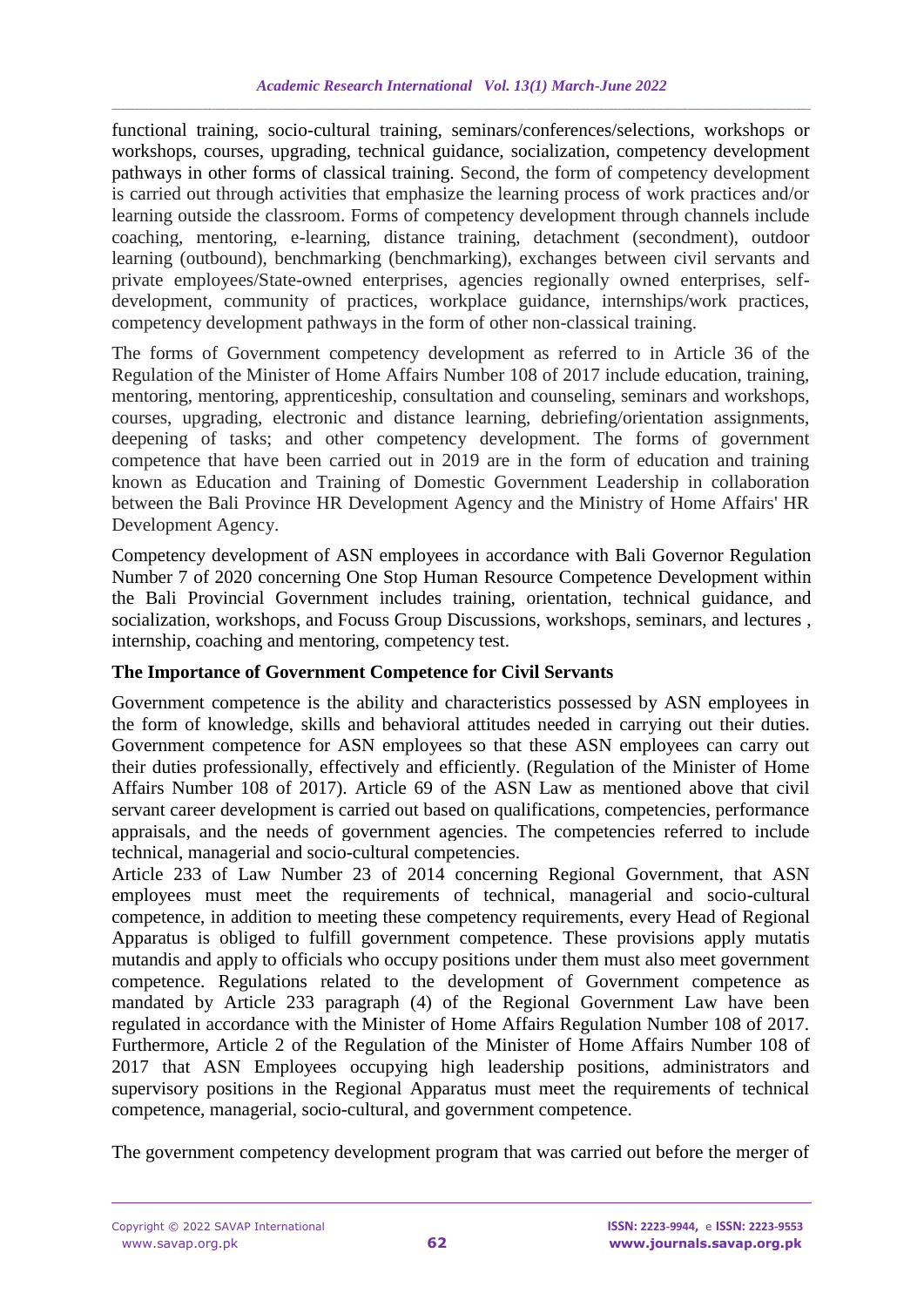functional training, socio-cultural training, seminars/conferences/selections, workshops or workshops, courses, upgrading, technical guidance, socialization, competency development pathways in other forms of classical training. Second, the form of competency development is carried out through activities that emphasize the learning process of work practices and/or learning outside the classroom. Forms of competency development through channels include coaching, mentoring, e-learning, distance training, detachment (secondment), outdoor learning (outbound), benchmarking (benchmarking), exchanges between civil servants and private employees/State-owned enterprises, agencies regionally owned enterprises, self-development, community of practices, workplace guidance, internships/work practices, competency development pathways in the form of other non-classical training.

The forms of Government competency development as referred to in Article 36 of the Regulation of the Minister of Home Affairs Number 108 of 2017 include education, training, mentoring, mentoring, apprenticeship, consultation and counseling, seminars and workshops, courses, upgrading, electronic and distance learning, debriefing/orientation assignments, deepening of tasks; and other competency development. The forms of government competence that have been carried out in 2019 are in the form of education and training known as Education and Training of Domestic Government Leadership in collaboration between the Bali Province HR Development Agency and the Ministry of Home Affairs' HR Development Agency.

Competency development of ASN employees in accordance with Bali Governor Regulation Number 7 of 2020 concerning One Stop Human Resource Competence Development within the Bali Provincial Government includes training, orientation, technical guidance, and socialization, workshops, and Focuss Group Discussions, workshops, seminars, and lectures , internship, coaching and mentoring, competency test.

**The Importance of Government Competence for Civil Servants**

Government competence is the ability and characteristics possessed by ASN employees in the form of knowledge, skills and behavioral attitudes needed in carrying out their duties. Government competence for ASN employees so that these ASN employees can carry out their duties professionally, effectively and efficiently. (Regulation of the Minister of Home Affairs Number 108 of 2017). Article 69 of the ASN Law as mentioned above that civil servant career development is carried out based on qualifications, competencies, performance appraisals, and the needs of government agencies. The competencies referred to include technical, managerial and socio-cultural competencies.

Article 233 of Law Number 23 of 2014 concerning Regional Government, that ASN employees must meet the requirements of technical, managerial and socio-cultural competence, in addition to meeting these competency requirements, every Head of Regional Apparatus is obliged to fulfill government competence. These provisions apply mutatis mutandis and apply to officials who occupy positions under them must also meet government competence. Regulations related to the development of Government competence as mandated by Article 233 paragraph (4) of the Regional Government Law have been regulated in accordance with the Minister of Home Affairs Regulation Number 108 of 2017. Furthermore, Article 2 of the Regulation of the Minister of Home Affairs Number 108 of 2017 that ASN Employees occupying high leadership positions, administrators and supervisory positions in the Regional Apparatus must meet the requirements of technical competence, managerial, socio-cultural, and government competence.

The government competency development program that was carried out before the merger of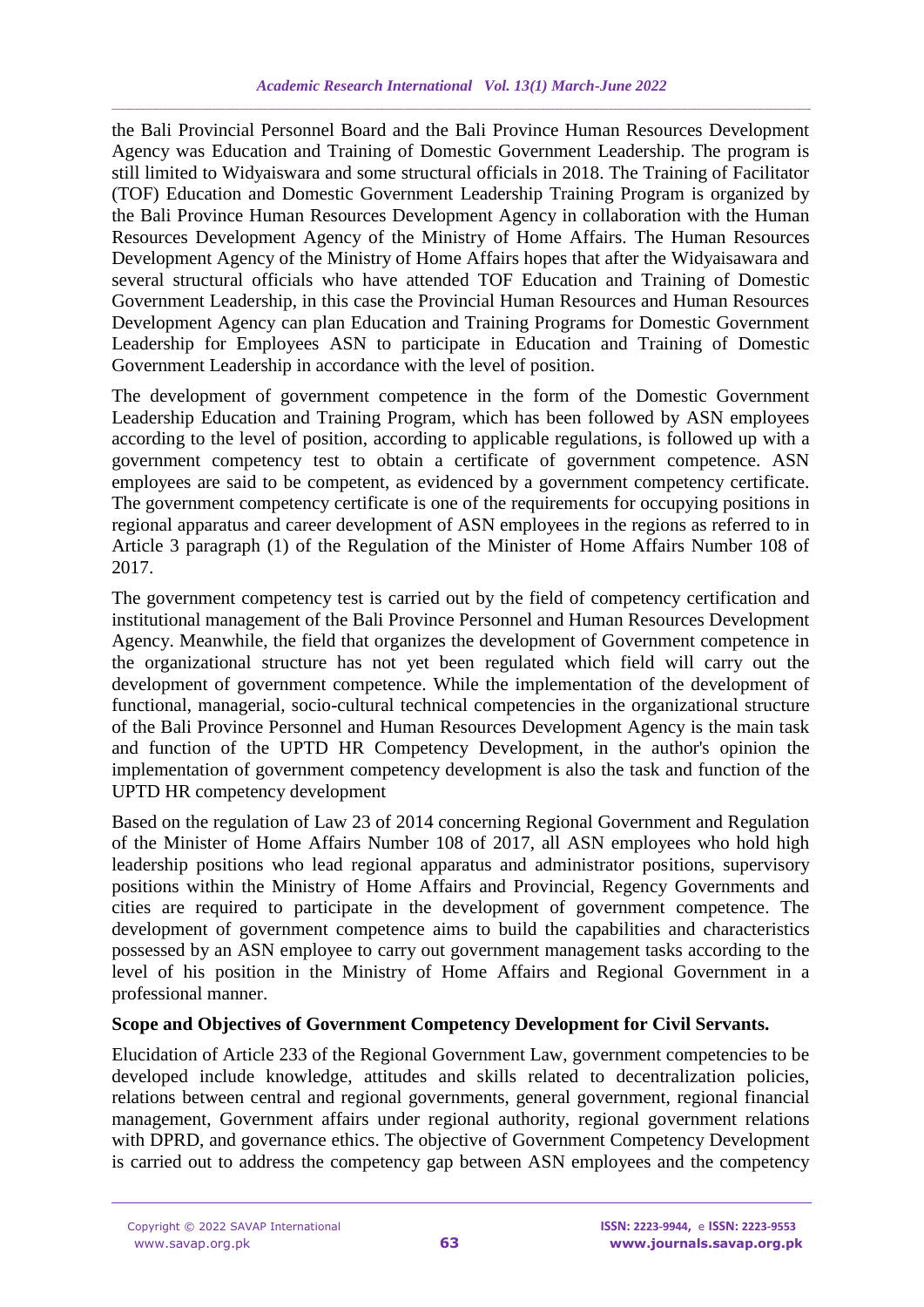the Bali Provincial Personnel Board and the Bali Province Human Resources Development Agency was Education and Training of Domestic Government Leadership. The program is still limited to Widyaiswara and some structural officials in 2018. The Training of Facilitator (TOF) Education and Domestic Government Leadership Training Program is organized by the Bali Province Human Resources Development Agency in collaboration with the Human Resources Development Agency of the Ministry of Home Affairs. The Human Resources Development Agency of the Ministry of Home Affairs hopes that after the Widyaisawara and several structural officials who have attended TOF Education and Training of Domestic Government Leadership, in this case the Provincial Human Resources and Human Resources Development Agency can plan Education and Training Programs for Domestic Government Leadership for Employees ASN to participate in Education and Training of Domestic Government Leadership in accordance with the level of position.

The development of government competence in the form of the Domestic Government Leadership Education and Training Program, which has been followed by ASN employees according to the level of position, according to applicable regulations, is followed up with a government competency test to obtain a certificate of government competence. ASN employees are said to be competent, as evidenced by a government competency certificate. The government competency certificate is one of the requirements for occupying positions in regional apparatus and career development of ASN employees in the regions as referred to in Article 3 paragraph (1) of the Regulation of the Minister of Home Affairs Number 108 of 2017.

The government competency test is carried out by the field of competency certification and institutional management of the Bali Province Personnel and Human Resources Development Agency. Meanwhile, the field that organizes the development of Government competence in the organizational structure has not yet been regulated which field will carry out the development of government competence. While the implementation of the development of functional, managerial, socio-cultural technical competencies in the organizational structure of the Bali Province Personnel and Human Resources Development Agency is the main task and function of the UPTD HR Competency Development, in the author's opinion the implementation of government competency development is also the task and function of the UPTD HR competency development

Based on the regulation of Law 23 of 2014 concerning Regional Government and Regulation of the Minister of Home Affairs Number 108 of 2017, all ASN employees who hold high leadership positions who lead regional apparatus and administrator positions, supervisory positions within the Ministry of Home Affairs and Provincial, Regency Governments and cities are required to participate in the development of government competence. The development of government competence aims to build the capabilities and characteristics possessed by an ASN employee to carry out government management tasks according to the level of his position in the Ministry of Home Affairs and Regional Government in a professional manner.

**Scope and Objectives of Government Competency Development for Civil Servants.**

Elucidation of Article 233 of the Regional Government Law, government competencies to be developed include knowledge, attitudes and skills related to decentralization policies, relations between central and regional governments, general government, regional financial management, Government affairs under regional authority, regional government relations with DPRD, and governance ethics. The objective of Government Competency Development is carried out to address the competency gap between ASN employees and the competency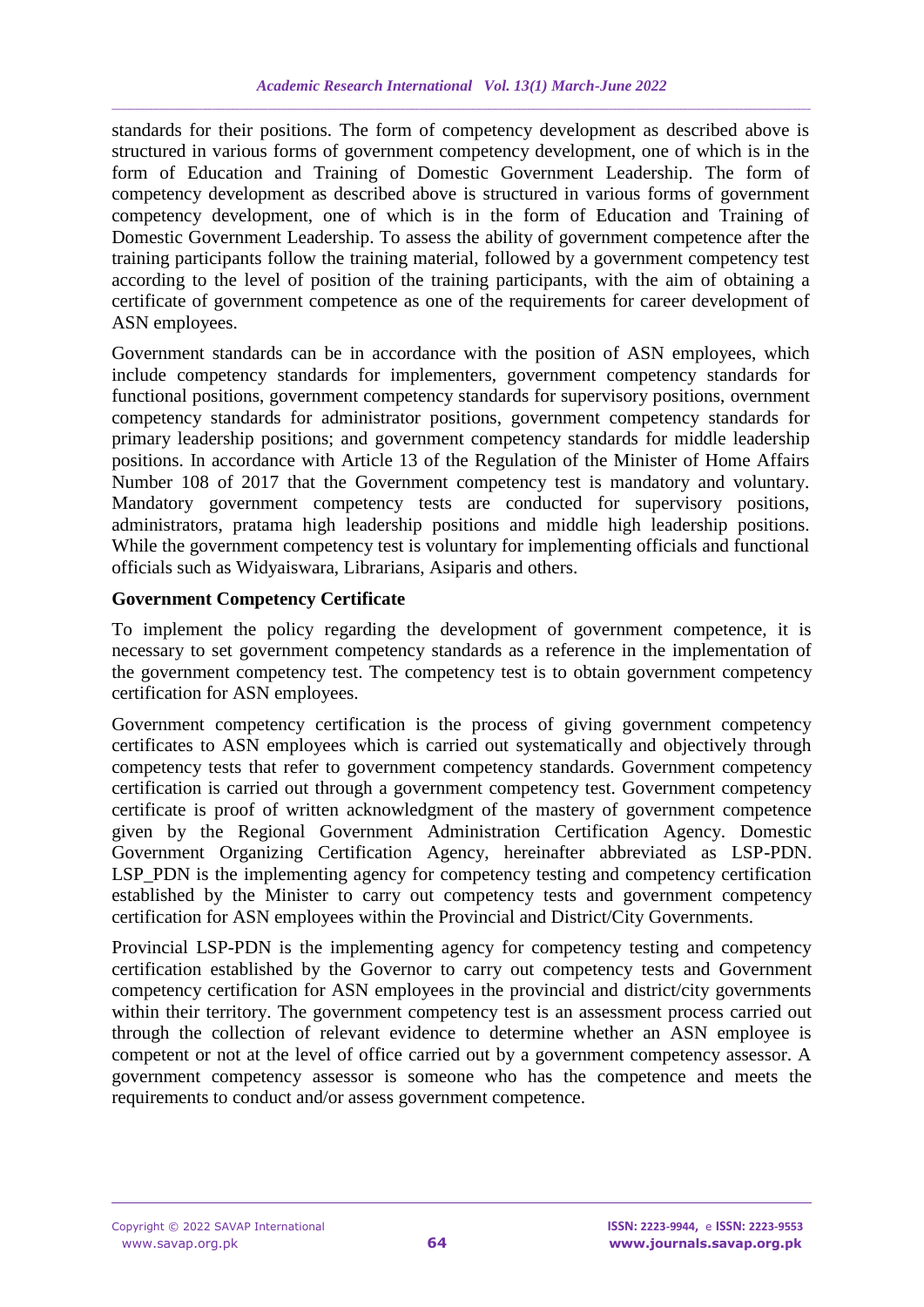standards for their positions. The form of competency development as described above is structured in various forms of government competency development, one of which is in the form of Education and Training of Domestic Government Leadership. The form of competency development as described above is structured in various forms of government competency development, one of which is in the form of Education and Training of Domestic Government Leadership. To assess the ability of government competence after the training participants follow the training material, followed by a government competency test according to the level of position of the training participants, with the aim of obtaining a certificate of government competence as one of the requirements for career development of ASN employees.

Government standards can be in accordance with the position of ASN employees, which include competency standards for implementers, government competency standards for functional positions, government competency standards for supervisory positions, overnment competency standards for administrator positions, government competency standards for primary leadership positions; and government competency standards for middle leadership positions. In accordance with Article 13 of the Regulation of the Minister of Home Affairs Number 108 of 2017 that the Government competency test is mandatory and voluntary. Mandatory government competency tests are conducted for supervisory positions, administrators, pratama high leadership positions and middle high leadership positions. While the government competency test is voluntary for implementing officials and functional officials such as Widyaiswara, Librarians, Asiparis and others.

**Government Competency Certificate**

To implement the policy regarding the development of government competence, it is necessary to set government competency standards as a reference in the implementation of the government competency test. The competency test is to obtain government competency certification for ASN employees.

Government competency certification is the process of giving government competency certificates to ASN employees which is carried out systematically and objectively through competency tests that refer to government competency standards. Government competency certification is carried out through a government competency test. Government competency certificate is proof of written acknowledgment of the mastery of government competence given by the Regional Government Administration Certification Agency. Domestic Government Organizing Certification Agency, hereinafter abbreviated as LSP-PDN. LSP_PDN is the implementing agency for competency testing and competency certification established by the Minister to carry out competency tests and government competency certification for ASN employees within the Provincial and District/City Governments.

Provincial LSP-PDN is the implementing agency for competency testing and competency certification established by the Governor to carry out competency tests and Government competency certification for ASN employees in the provincial and district/city governments within their territory. The government competency test is an assessment process carried out through the collection of relevant evidence to determine whether an ASN employee is competent or not at the level of office carried out by a government competency assessor. A government competency assessor is someone who has the competence and meets the requirements to conduct and/or assess government competence.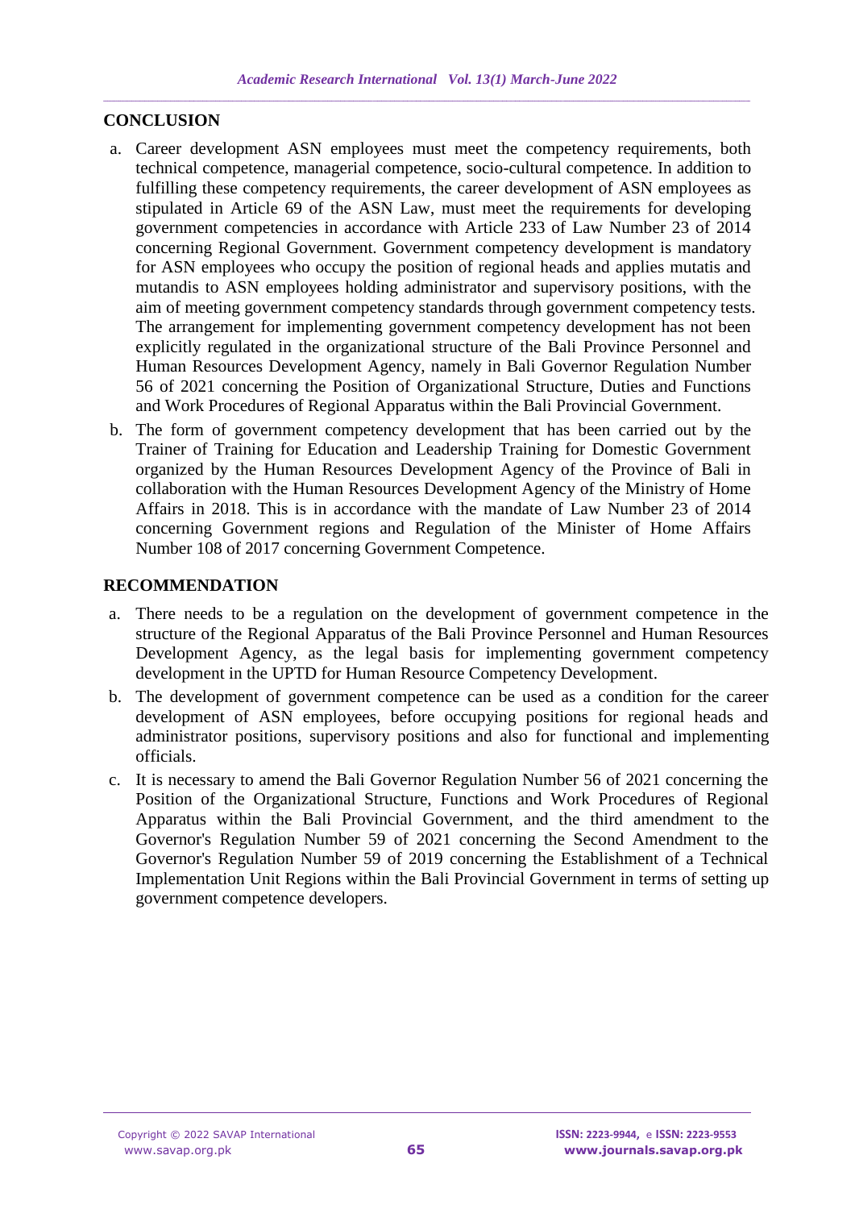## CONCLUSION

a. Career development ASN employees must meet the competency requirements, both technical competence, managerial competence, socio-cultural competence. In addition to fulfilling these competency requirements, the career development of ASN employees as stipulated in Article 69 of the ASN Law, must meet the requirements for developing government competencies in accordance with Article 233 of Law Number 23 of 2014 concerning Regional Government. Government competency development is mandatory for ASN employees who occupy the position of regional heads and applies mutatis and mutandis to ASN employees holding administrator and supervisory positions, with the aim of meeting government competency standards through government competency tests. The arrangement for implementing government competency development has not been explicitly regulated in the organizational structure of the Bali Province Personnel and Human Resources Development Agency, namely in Bali Governor Regulation Number 56 of 2021 concerning the Position of Organizational Structure, Duties and Functions and Work Procedures of Regional Apparatus within the Bali Provincial Government.

b. The form of government competency development that has been carried out by the Trainer of Training for Education and Leadership Training for Domestic Government organized by the Human Resources Development Agency of the Province of Bali in collaboration with the Human Resources Development Agency of the Ministry of Home Affairs in 2018. This is in accordance with the mandate of Law Number 23 of 2014 concerning Government regions and Regulation of the Minister of Home Affairs Number 108 of 2017 concerning Government Competence.

## RECOMMENDATION

a. There needs to be a regulation on the development of government competence in the structure of the Regional Apparatus of the Bali Province Personnel and Human Resources Development Agency, as the legal basis for implementing government competency development in the UPTD for Human Resource Competency Development.

b. The development of government competence can be used as a condition for the career development of ASN employees, before occupying positions for regional heads and administrator positions, supervisory positions and also for functional and implementing officials.

c. It is necessary to amend the Bali Governor Regulation Number 56 of 2021 concerning the Position of the Organizational Structure, Functions and Work Procedures of Regional Apparatus within the Bali Provincial Government, and the third amendment to the Governor's Regulation Number 59 of 2021 concerning the Second Amendment to the Governor's Regulation Number 59 of 2019 concerning the Establishment of a Technical Implementation Unit Regions within the Bali Provincial Government in terms of setting up government competence developers.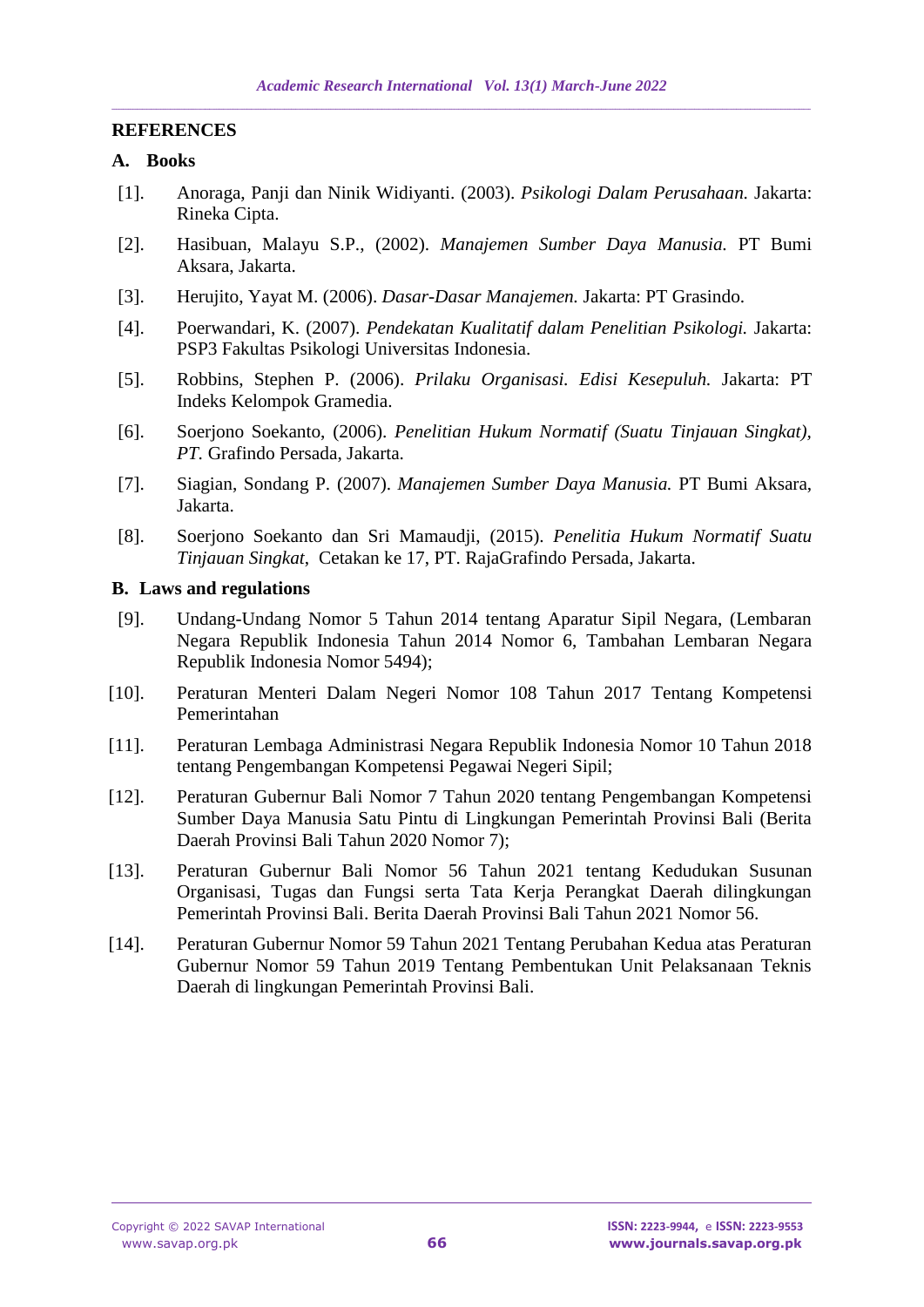## REFERENCES

### A. Books

[1]. Anoraga, Panji dan Ninik Widiyanti. (2003). *Psikologi Dalam Perusahaan.* Jakarta: Rineka Cipta.

[2]. Hasibuan, Malayu S.P., (2002). *Manajemen Sumber Daya Manusia.* PT Bumi Aksara, Jakarta.

[3]. Herujito, Yayat M. (2006). *Dasar-Dasar Manajemen.* Jakarta: PT Grasindo.

[4]. Poerwandari, K. (2007). *Pendekatan Kualitatif dalam Penelitian Psikologi.* Jakarta: PSP3 Fakultas Psikologi Universitas Indonesia.

[5]. Robbins, Stephen P. (2006). *Prilaku Organisasi. Edisi Kesepuluh.* Jakarta: PT Indeks Kelompok Gramedia.

[6]. Soerjono Soekanto, (2006). *Penelitian Hukum Normatif (Suatu Tinjauan Singkat), PT.* Grafindo Persada, Jakarta.

[7]. Siagian, Sondang P. (2007). *Manajemen Sumber Daya Manusia.* PT Bumi Aksara, Jakarta.

[8]. Soerjono Soekanto dan Sri Mamaudji, (2015). *Penelitia Hukum Normatif Suatu Tinjauan Singkat*, Cetakan ke 17, PT. RajaGrafindo Persada, Jakarta.

### B. Laws and regulations

[9]. Undang-Undang Nomor 5 Tahun 2014 tentang Aparatur Sipil Negara, (Lembaran Negara Republik Indonesia Tahun 2014 Nomor 6, Tambahan Lembaran Negara Republik Indonesia Nomor 5494);

[10]. Peraturan Menteri Dalam Negeri Nomor 108 Tahun 2017 Tentang Kompetensi Pemerintahan

[11]. Peraturan Lembaga Administrasi Negara Republik Indonesia Nomor 10 Tahun 2018 tentang Pengembangan Kompetensi Pegawai Negeri Sipil;

[12]. Peraturan Gubernur Bali Nomor 7 Tahun 2020 tentang Pengembangan Kompetensi Sumber Daya Manusia Satu Pintu di Lingkungan Pemerintah Provinsi Bali (Berita Daerah Provinsi Bali Tahun 2020 Nomor 7);

[13]. Peraturan Gubernur Bali Nomor 56 Tahun 2021 tentang Kedudukan Susunan Organisasi, Tugas dan Fungsi serta Tata Kerja Perangkat Daerah dilingkungan Pemerintah Provinsi Bali. Berita Daerah Provinsi Bali Tahun 2021 Nomor 56.

[14]. Peraturan Gubernur Nomor 59 Tahun 2021 Tentang Perubahan Kedua atas Peraturan Gubernur Nomor 59 Tahun 2019 Tentang Pembentukan Unit Pelaksanaan Teknis Daerah di lingkungan Pemerintah Provinsi Bali.